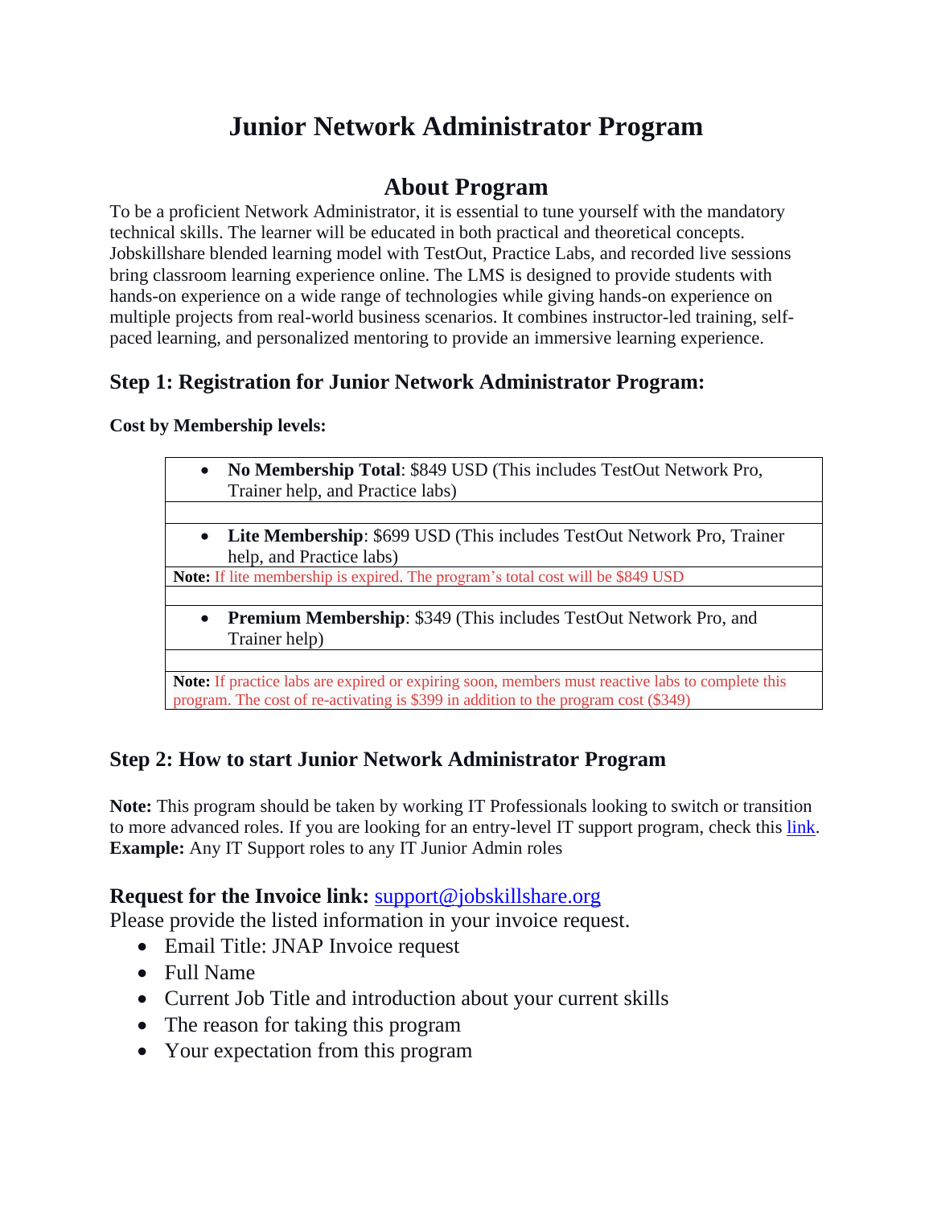# Junior Network Administrator Program

## About Program

To be a proficient Network Administrator, it is essential to tune yourself with the mandatory technical skills. The learner will be educated in both practical and theoretical concepts. Jobskillshare blended learning model with TestOut, Practice Labs, and recorded live sessions bring classroom learning experience online. The LMS is designed to provide students with hands-on experience on a wide range of technologies while giving hands-on experience on multiple projects from real-world business scenarios. It combines instructor-led training, self-paced learning, and personalized mentoring to provide an immersive learning experience.

### Step 1: Registration for Junior Network Administrator Program:

**Cost by Membership levels:**

| Membership levels |
|---|
| • **No Membership Total**: $849 USD (This includes TestOut Network Pro, Trainer help, and Practice labs) |
| |
| • **Lite Membership**: $699 USD (This includes TestOut Network Pro, Trainer help, and Practice labs) |
| **Note:** If lite membership is expired. The program's total cost will be $849 USD |
| |
| • **Premium Membership**: $349 (This includes TestOut Network Pro, and Trainer help) |
| |
| **Note:** If practice labs are expired or expiring soon, members must reactive labs to complete this program. The cost of re-activating is $399 in addition to the program cost ($349) |

### Step 2: How to start Junior Network Administrator Program

**Note:** This program should be taken by working IT Professionals looking to switch or transition to more advanced roles. If you are looking for an entry-level IT support program, check this link.
**Example:** Any IT Support roles to any IT Junior Admin roles

**Request for the Invoice link:** support@jobskillshare.org
Please provide the listed information in your invoice request.

- Email Title: JNAP Invoice request
- Full Name
- Current Job Title and introduction about your current skills
- The reason for taking this program
- Your expectation from this program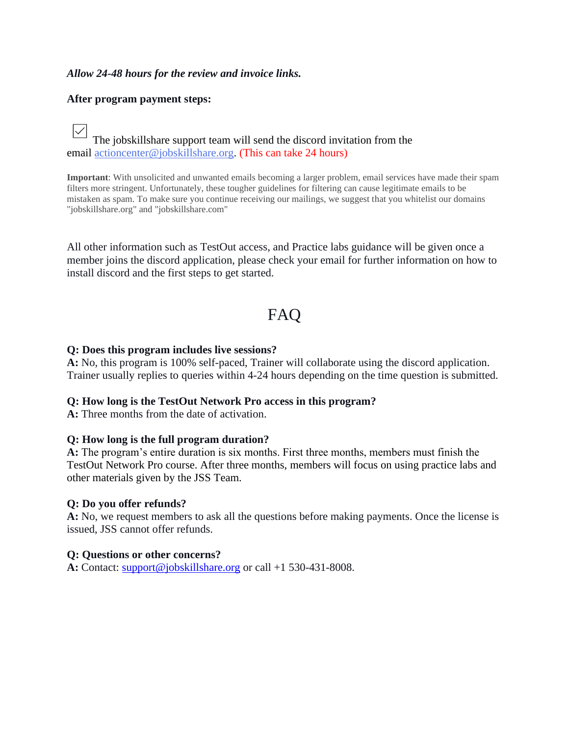*Allow 24-48 hours for the review and invoice links.*

**After program payment steps:**

- [x] The jobskillshare support team will send the discord invitation from the email actioncenter@jobskillshare.org. (This can take 24 hours)

**Important**: With unsolicited and unwanted emails becoming a larger problem, email services have made their spam filters more stringent. Unfortunately, these tougher guidelines for filtering can cause legitimate emails to be mistaken as spam. To make sure you continue receiving our mailings, we suggest that you whitelist our domains "jobskillshare.org" and "jobskillshare.com"

All other information such as TestOut access, and Practice labs guidance will be given once a member joins the discord application, please check your email for further information on how to install discord and the first steps to get started.

# FAQ

**Q: Does this program includes live sessions?**
**A:** No, this program is 100% self-paced, Trainer will collaborate using the discord application. Trainer usually replies to queries within 4-24 hours depending on the time question is submitted.

**Q: How long is the TestOut Network Pro access in this program?**
**A:** Three months from the date of activation.

**Q: How long is the full program duration?**
**A:** The program's entire duration is six months. First three months, members must finish the TestOut Network Pro course. After three months, members will focus on using practice labs and other materials given by the JSS Team.

**Q: Do you offer refunds?**
**A:** No, we request members to ask all the questions before making payments. Once the license is issued, JSS cannot offer refunds.

**Q: Questions or other concerns?**
**A:** Contact: support@jobskillshare.org or call +1 530-431-8008.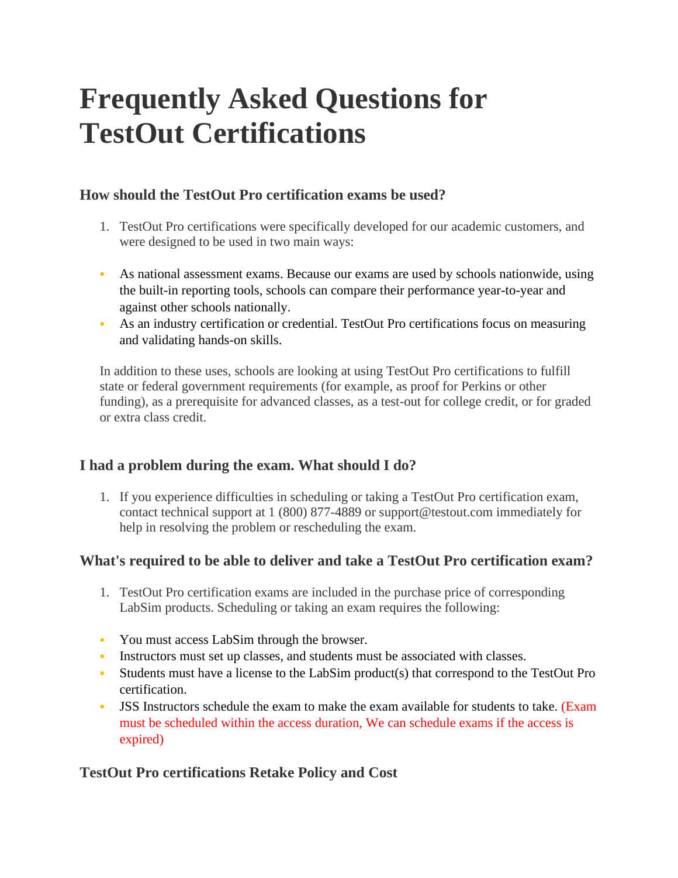# Frequently Asked Questions for TestOut Certifications

### How should the TestOut Pro certification exams be used?

1. TestOut Pro certifications were specifically developed for our academic customers, and were designed to be used in two main ways:

- As national assessment exams. Because our exams are used by schools nationwide, using the built-in reporting tools, schools can compare their performance year-to-year and against other schools nationally.
- As an industry certification or credential. TestOut Pro certifications focus on measuring and validating hands-on skills.

In addition to these uses, schools are looking at using TestOut Pro certifications to fulfill state or federal government requirements (for example, as proof for Perkins or other funding), as a prerequisite for advanced classes, as a test-out for college credit, or for graded or extra class credit.

### I had a problem during the exam. What should I do?

1. If you experience difficulties in scheduling or taking a TestOut Pro certification exam, contact technical support at 1 (800) 877-4889 or support@testout.com immediately for help in resolving the problem or rescheduling the exam.

### What's required to be able to deliver and take a TestOut Pro certification exam?

1. TestOut Pro certification exams are included in the purchase price of corresponding LabSim products. Scheduling or taking an exam requires the following:

- You must access LabSim through the browser.
- Instructors must set up classes, and students must be associated with classes.
- Students must have a license to the LabSim product(s) that correspond to the TestOut Pro certification.
- JSS Instructors schedule the exam to make the exam available for students to take. (Exam must be scheduled within the access duration, We can schedule exams if the access is expired)

### TestOut Pro certifications Retake Policy and Cost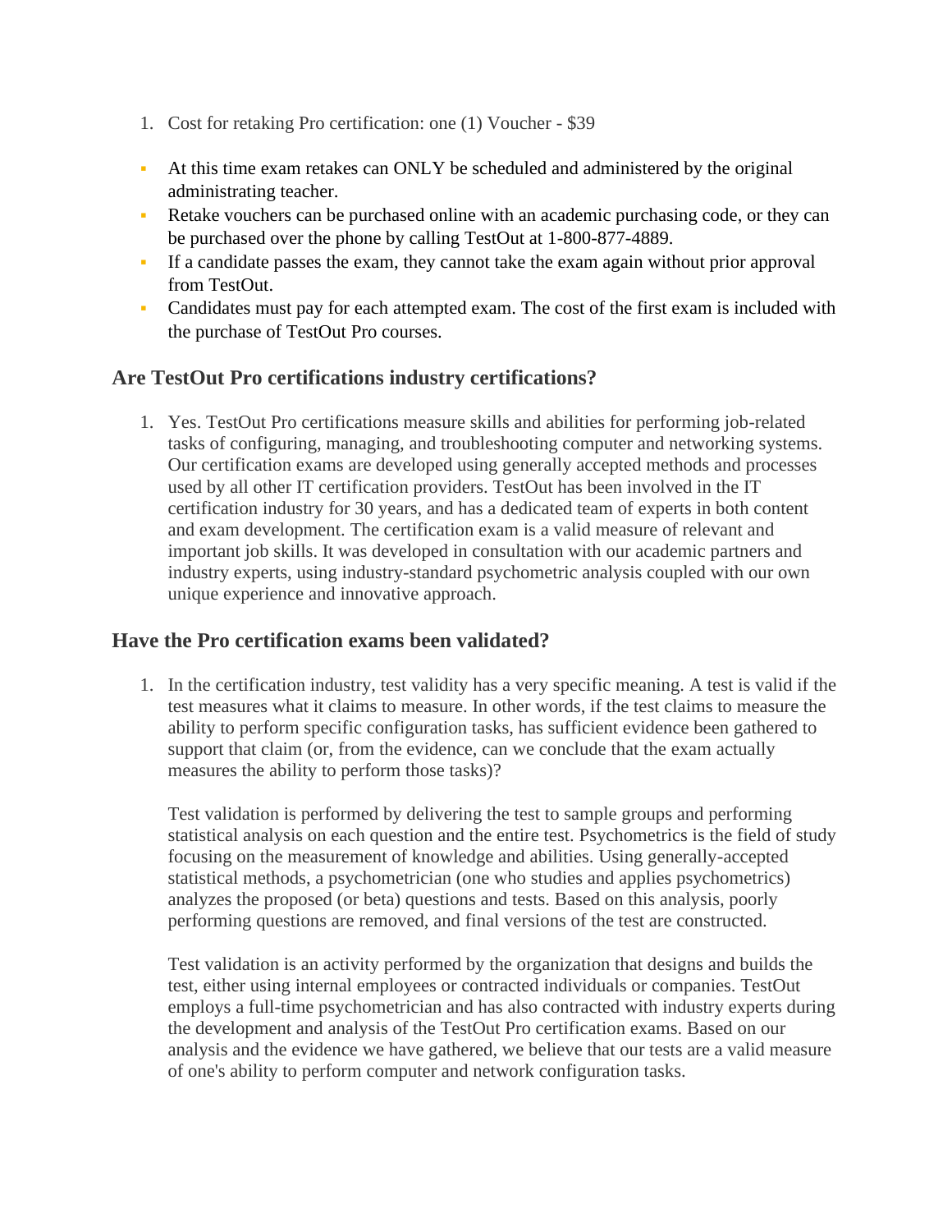1. Cost for retaking Pro certification: one (1) Voucher - $39

- At this time exam retakes can ONLY be scheduled and administered by the original administrating teacher.
- Retake vouchers can be purchased online with an academic purchasing code, or they can be purchased over the phone by calling TestOut at 1-800-877-4889.
- If a candidate passes the exam, they cannot take the exam again without prior approval from TestOut.
- Candidates must pay for each attempted exam. The cost of the first exam is included with the purchase of TestOut Pro courses.

## Are TestOut Pro certifications industry certifications?

1. Yes. TestOut Pro certifications measure skills and abilities for performing job-related tasks of configuring, managing, and troubleshooting computer and networking systems. Our certification exams are developed using generally accepted methods and processes used by all other IT certification providers. TestOut has been involved in the IT certification industry for 30 years, and has a dedicated team of experts in both content and exam development. The certification exam is a valid measure of relevant and important job skills. It was developed in consultation with our academic partners and industry experts, using industry-standard psychometric analysis coupled with our own unique experience and innovative approach.

## Have the Pro certification exams been validated?

1. In the certification industry, test validity has a very specific meaning. A test is valid if the test measures what it claims to measure. In other words, if the test claims to measure the ability to perform specific configuration tasks, has sufficient evidence been gathered to support that claim (or, from the evidence, can we conclude that the exam actually measures the ability to perform those tasks)?

   Test validation is performed by delivering the test to sample groups and performing statistical analysis on each question and the entire test. Psychometrics is the field of study focusing on the measurement of knowledge and abilities. Using generally-accepted statistical methods, a psychometrician (one who studies and applies psychometrics) analyzes the proposed (or beta) questions and tests. Based on this analysis, poorly performing questions are removed, and final versions of the test are constructed.

   Test validation is an activity performed by the organization that designs and builds the test, either using internal employees or contracted individuals or companies. TestOut employs a full-time psychometrician and has also contracted with industry experts during the development and analysis of the TestOut Pro certification exams. Based on our analysis and the evidence we have gathered, we believe that our tests are a valid measure of one's ability to perform computer and network configuration tasks.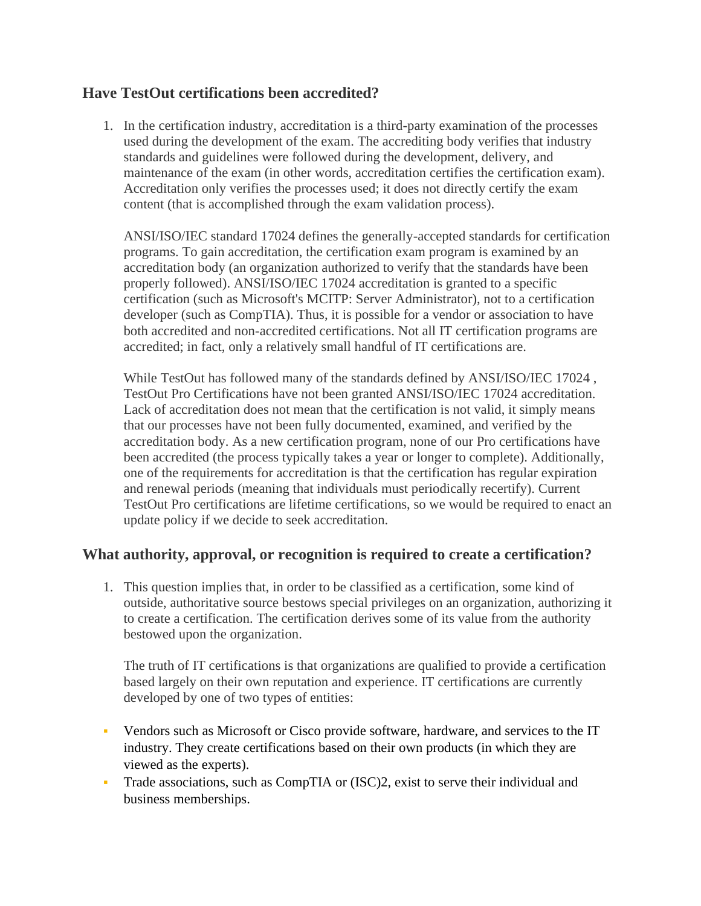## Have TestOut certifications been accredited?

1. In the certification industry, accreditation is a third-party examination of the processes used during the development of the exam. The accrediting body verifies that industry standards and guidelines were followed during the development, delivery, and maintenance of the exam (in other words, accreditation certifies the certification exam). Accreditation only verifies the processes used; it does not directly certify the exam content (that is accomplished through the exam validation process).

   ANSI/ISO/IEC standard 17024 defines the generally-accepted standards for certification programs. To gain accreditation, the certification exam program is examined by an accreditation body (an organization authorized to verify that the standards have been properly followed). ANSI/ISO/IEC 17024 accreditation is granted to a specific certification (such as Microsoft's MCITP: Server Administrator), not to a certification developer (such as CompTIA). Thus, it is possible for a vendor or association to have both accredited and non-accredited certifications. Not all IT certification programs are accredited; in fact, only a relatively small handful of IT certifications are.

   While TestOut has followed many of the standards defined by ANSI/ISO/IEC 17024 , TestOut Pro Certifications have not been granted ANSI/ISO/IEC 17024 accreditation. Lack of accreditation does not mean that the certification is not valid, it simply means that our processes have not been fully documented, examined, and verified by the accreditation body. As a new certification program, none of our Pro certifications have been accredited (the process typically takes a year or longer to complete). Additionally, one of the requirements for accreditation is that the certification has regular expiration and renewal periods (meaning that individuals must periodically recertify). Current TestOut Pro certifications are lifetime certifications, so we would be required to enact an update policy if we decide to seek accreditation.

## What authority, approval, or recognition is required to create a certification?

1. This question implies that, in order to be classified as a certification, some kind of outside, authoritative source bestows special privileges on an organization, authorizing it to create a certification. The certification derives some of its value from the authority bestowed upon the organization.

   The truth of IT certifications is that organizations are qualified to provide a certification based largely on their own reputation and experience. IT certifications are currently developed by one of two types of entities:

- Vendors such as Microsoft or Cisco provide software, hardware, and services to the IT industry. They create certifications based on their own products (in which they are viewed as the experts).
- Trade associations, such as CompTIA or (ISC)2, exist to serve their individual and business memberships.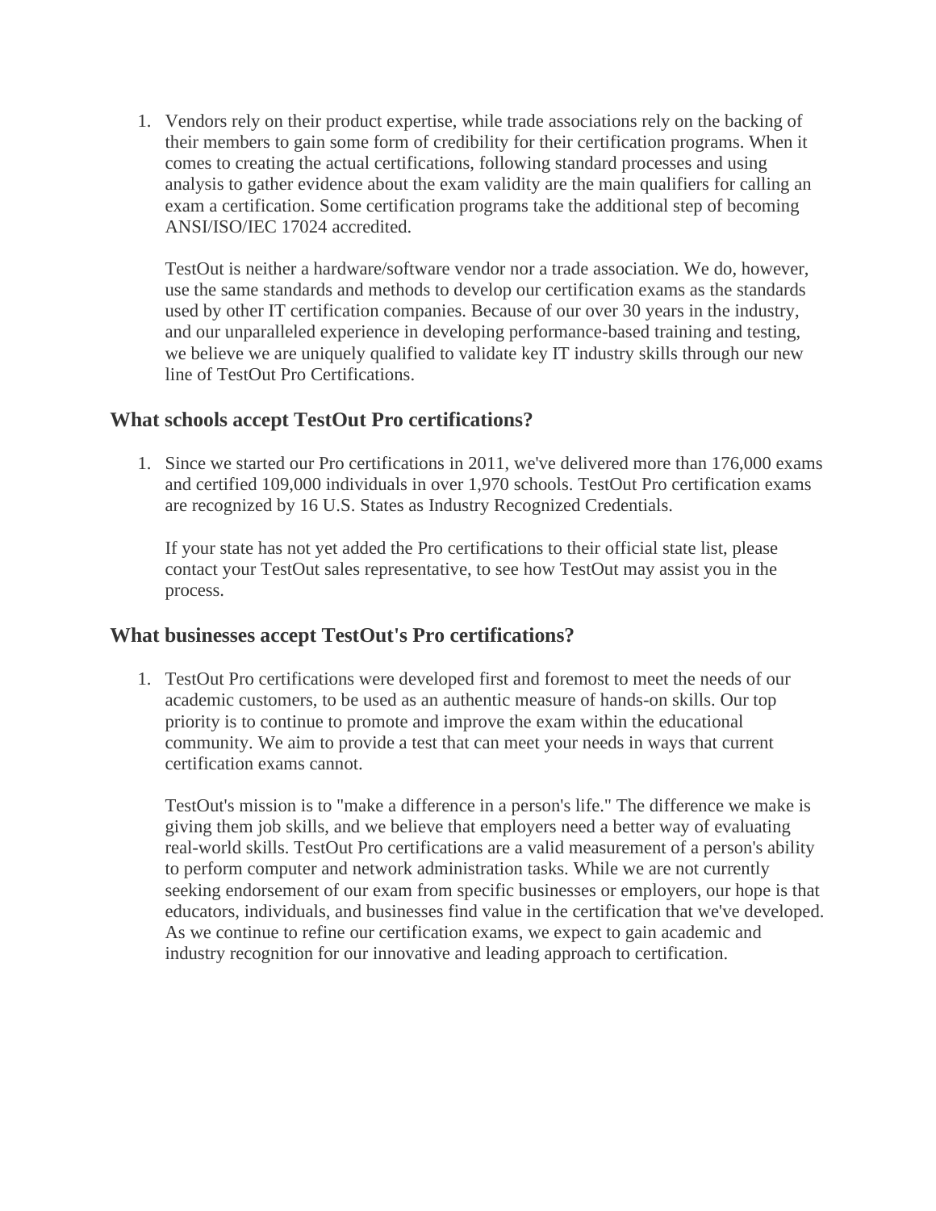1. Vendors rely on their product expertise, while trade associations rely on the backing of their members to gain some form of credibility for their certification programs. When it comes to creating the actual certifications, following standard processes and using analysis to gather evidence about the exam validity are the main qualifiers for calling an exam a certification. Some certification programs take the additional step of becoming ANSI/ISO/IEC 17024 accredited.

   TestOut is neither a hardware/software vendor nor a trade association. We do, however, use the same standards and methods to develop our certification exams as the standards used by other IT certification companies. Because of our over 30 years in the industry, and our unparalleled experience in developing performance-based training and testing, we believe we are uniquely qualified to validate key IT industry skills through our new line of TestOut Pro Certifications.

### What schools accept TestOut Pro certifications?

1. Since we started our Pro certifications in 2011, we've delivered more than 176,000 exams and certified 109,000 individuals in over 1,970 schools. TestOut Pro certification exams are recognized by 16 U.S. States as Industry Recognized Credentials.

   If your state has not yet added the Pro certifications to their official state list, please contact your TestOut sales representative, to see how TestOut may assist you in the process.

### What businesses accept TestOut's Pro certifications?

1. TestOut Pro certifications were developed first and foremost to meet the needs of our academic customers, to be used as an authentic measure of hands-on skills. Our top priority is to continue to promote and improve the exam within the educational community. We aim to provide a test that can meet your needs in ways that current certification exams cannot.

   TestOut's mission is to "make a difference in a person's life." The difference we make is giving them job skills, and we believe that employers need a better way of evaluating real-world skills. TestOut Pro certifications are a valid measurement of a person's ability to perform computer and network administration tasks. While we are not currently seeking endorsement of our exam from specific businesses or employers, our hope is that educators, individuals, and businesses find value in the certification that we've developed. As we continue to refine our certification exams, we expect to gain academic and industry recognition for our innovative and leading approach to certification.